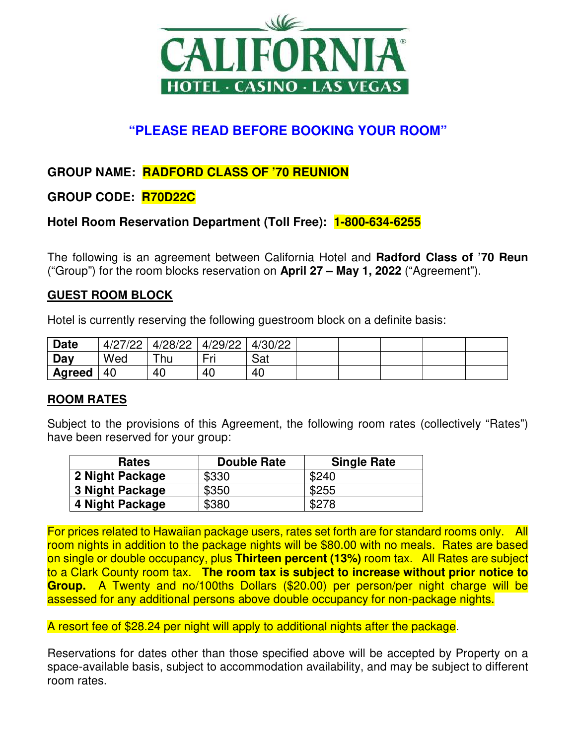# CALIFORNIA

HOTEL · CASINO · LAS VEGAS

## "PLEASE READ BEFORE BOOKING YOUR ROOM"

**GROUP NAME: RADFORD CLASS OF '70 REUNION**

**GROUP CODE: R70D22C**

**Hotel Room Reservation Department (Toll Free): 1-800-634-6255**

The following is an agreement between California Hotel and **Radford Class of '70 Reun** ("Group") for the room blocks reservation on **April 27 – May 1, 2022** ("Agreement").

### GUEST ROOM BLOCK

Hotel is currently reserving the following guestroom block on a definite basis:

| Date | 4/27/22 | 4/28/22 | 4/29/22 | 4/30/22 | | | | | |
|---|---|---|---|---|---|---|---|---|---|
| **Day** | Wed | Thu | Fri | Sat | | | | | |
| **Agreed** | 40 | 40 | 40 | 40 | | | | | |

### ROOM RATES

Subject to the provisions of this Agreement, the following room rates (collectively "Rates") have been reserved for your group:

| Rates | Double Rate | Single Rate |
|---|---|---|
| **2 Night Package** | $330 | $240 |
| **3 Night Package** | $350 | $255 |
| **4 Night Package** | $380 | $278 |

For prices related to Hawaiian package users, rates set forth are for standard rooms only. All room nights in addition to the package nights will be $80.00 with no meals. Rates are based on single or double occupancy, plus **Thirteen percent (13%)** room tax. All Rates are subject to a Clark County room tax. **The room tax is subject to increase without prior notice to Group.** A Twenty and no/100ths Dollars ($20.00) per person/per night charge will be assessed for any additional persons above double occupancy for non-package nights.

A resort fee of $28.24 per night will apply to additional nights after the package.

Reservations for dates other than those specified above will be accepted by Property on a space-available basis, subject to accommodation availability, and may be subject to different room rates.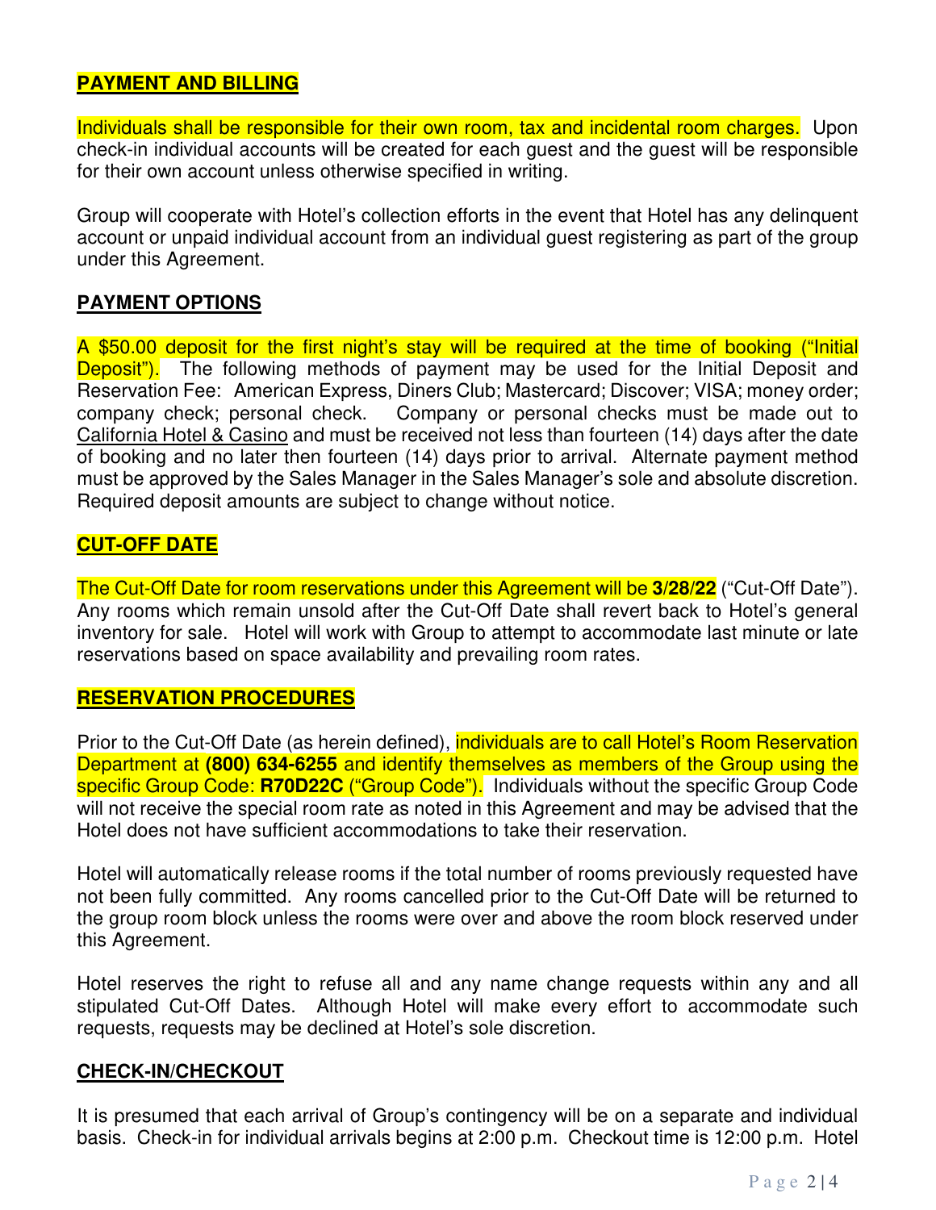**PAYMENT AND BILLING**

Individuals shall be responsible for their own room, tax and incidental room charges. Upon check-in individual accounts will be created for each guest and the guest will be responsible for their own account unless otherwise specified in writing.

Group will cooperate with Hotel's collection efforts in the event that Hotel has any delinquent account or unpaid individual account from an individual guest registering as part of the group under this Agreement.

**PAYMENT OPTIONS**

A $50.00 deposit for the first night's stay will be required at the time of booking ("Initial Deposit"). The following methods of payment may be used for the Initial Deposit and Reservation Fee: American Express, Diners Club; Mastercard; Discover; VISA; money order; company check; personal check. Company or personal checks must be made out to California Hotel & Casino and must be received not less than fourteen (14) days after the date of booking and no later then fourteen (14) days prior to arrival. Alternate payment method must be approved by the Sales Manager in the Sales Manager's sole and absolute discretion. Required deposit amounts are subject to change without notice.

**CUT-OFF DATE**

The Cut-Off Date for room reservations under this Agreement will be **3/28/22** ("Cut-Off Date"). Any rooms which remain unsold after the Cut-Off Date shall revert back to Hotel's general inventory for sale. Hotel will work with Group to attempt to accommodate last minute or late reservations based on space availability and prevailing room rates.

**RESERVATION PROCEDURES**

Prior to the Cut-Off Date (as herein defined), individuals are to call Hotel's Room Reservation Department at **(800) 634-6255** and identify themselves as members of the Group using the specific Group Code: **R70D22C** ("Group Code"). Individuals without the specific Group Code will not receive the special room rate as noted in this Agreement and may be advised that the Hotel does not have sufficient accommodations to take their reservation.

Hotel will automatically release rooms if the total number of rooms previously requested have not been fully committed. Any rooms cancelled prior to the Cut-Off Date will be returned to the group room block unless the rooms were over and above the room block reserved under this Agreement.

Hotel reserves the right to refuse all and any name change requests within any and all stipulated Cut-Off Dates. Although Hotel will make every effort to accommodate such requests, requests may be declined at Hotel's sole discretion.

**CHECK-IN/CHECKOUT**

It is presumed that each arrival of Group's contingency will be on a separate and individual basis. Check-in for individual arrivals begins at 2:00 p.m. Checkout time is 12:00 p.m. Hotel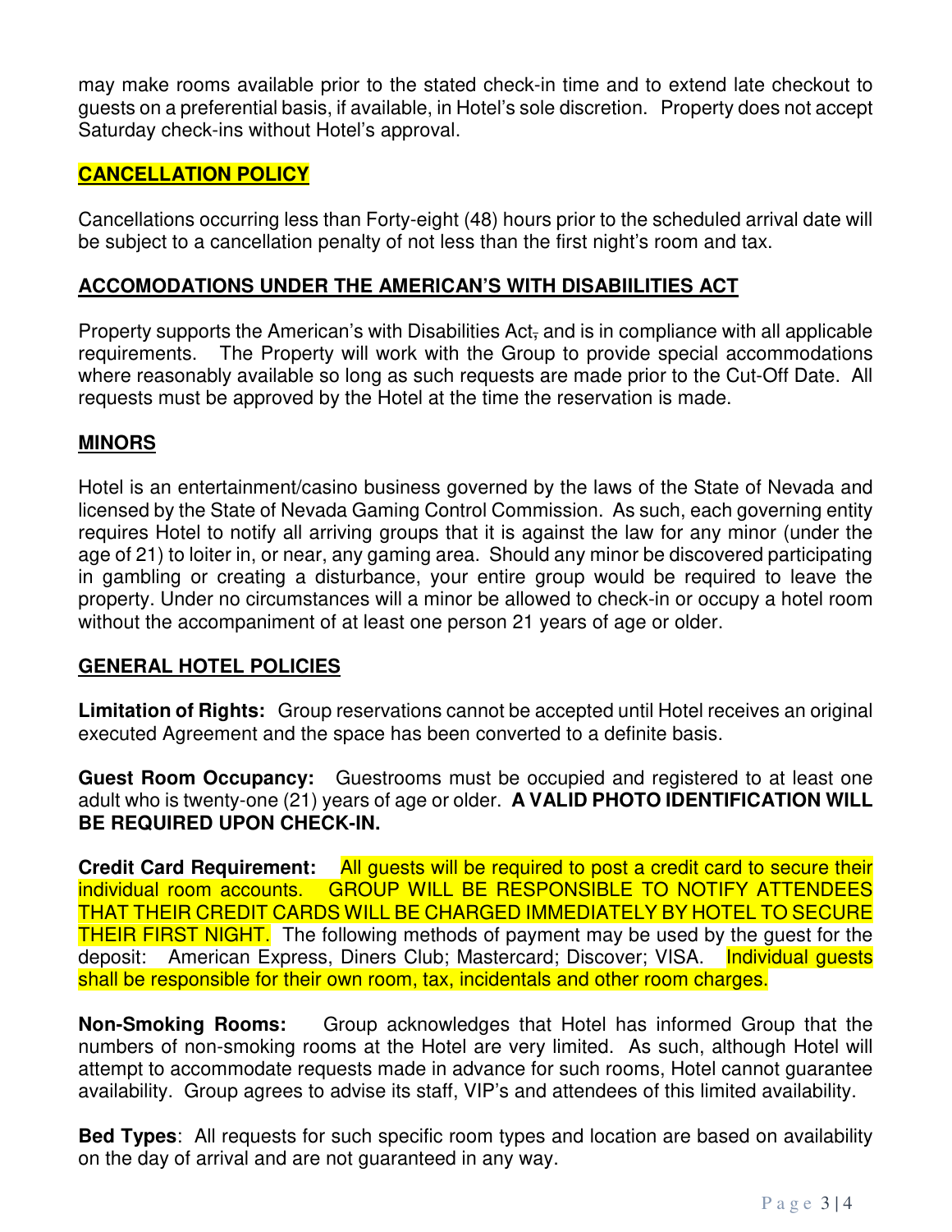may make rooms available prior to the stated check-in time and to extend late checkout to guests on a preferential basis, if available, in Hotel's sole discretion. Property does not accept Saturday check-ins without Hotel's approval.

## CANCELLATION POLICY

Cancellations occurring less than Forty-eight (48) hours prior to the scheduled arrival date will be subject to a cancellation penalty of not less than the first night's room and tax.

## ACCOMODATIONS UNDER THE AMERICAN'S WITH DISABIILITIES ACT

Property supports the American's with Disabilities Act, and is in compliance with all applicable requirements. The Property will work with the Group to provide special accommodations where reasonably available so long as such requests are made prior to the Cut-Off Date. All requests must be approved by the Hotel at the time the reservation is made.

## MINORS

Hotel is an entertainment/casino business governed by the laws of the State of Nevada and licensed by the State of Nevada Gaming Control Commission. As such, each governing entity requires Hotel to notify all arriving groups that it is against the law for any minor (under the age of 21) to loiter in, or near, any gaming area. Should any minor be discovered participating in gambling or creating a disturbance, your entire group would be required to leave the property. Under no circumstances will a minor be allowed to check-in or occupy a hotel room without the accompaniment of at least one person 21 years of age or older.

## GENERAL HOTEL POLICIES

**Limitation of Rights:** Group reservations cannot be accepted until Hotel receives an original executed Agreement and the space has been converted to a definite basis.

**Guest Room Occupancy:** Guestrooms must be occupied and registered to at least one adult who is twenty-one (21) years of age or older. **A VALID PHOTO IDENTIFICATION WILL BE REQUIRED UPON CHECK-IN.**

**Credit Card Requirement:** All guests will be required to post a credit card to secure their individual room accounts. GROUP WILL BE RESPONSIBLE TO NOTIFY ATTENDEES THAT THEIR CREDIT CARDS WILL BE CHARGED IMMEDIATELY BY HOTEL TO SECURE THEIR FIRST NIGHT. The following methods of payment may be used by the guest for the deposit: American Express, Diners Club; Mastercard; Discover; VISA. Individual guests shall be responsible for their own room, tax, incidentals and other room charges.

**Non-Smoking Rooms:** Group acknowledges that Hotel has informed Group that the numbers of non-smoking rooms at the Hotel are very limited. As such, although Hotel will attempt to accommodate requests made in advance for such rooms, Hotel cannot guarantee availability. Group agrees to advise its staff, VIP's and attendees of this limited availability.

**Bed Types**: All requests for such specific room types and location are based on availability on the day of arrival and are not guaranteed in any way.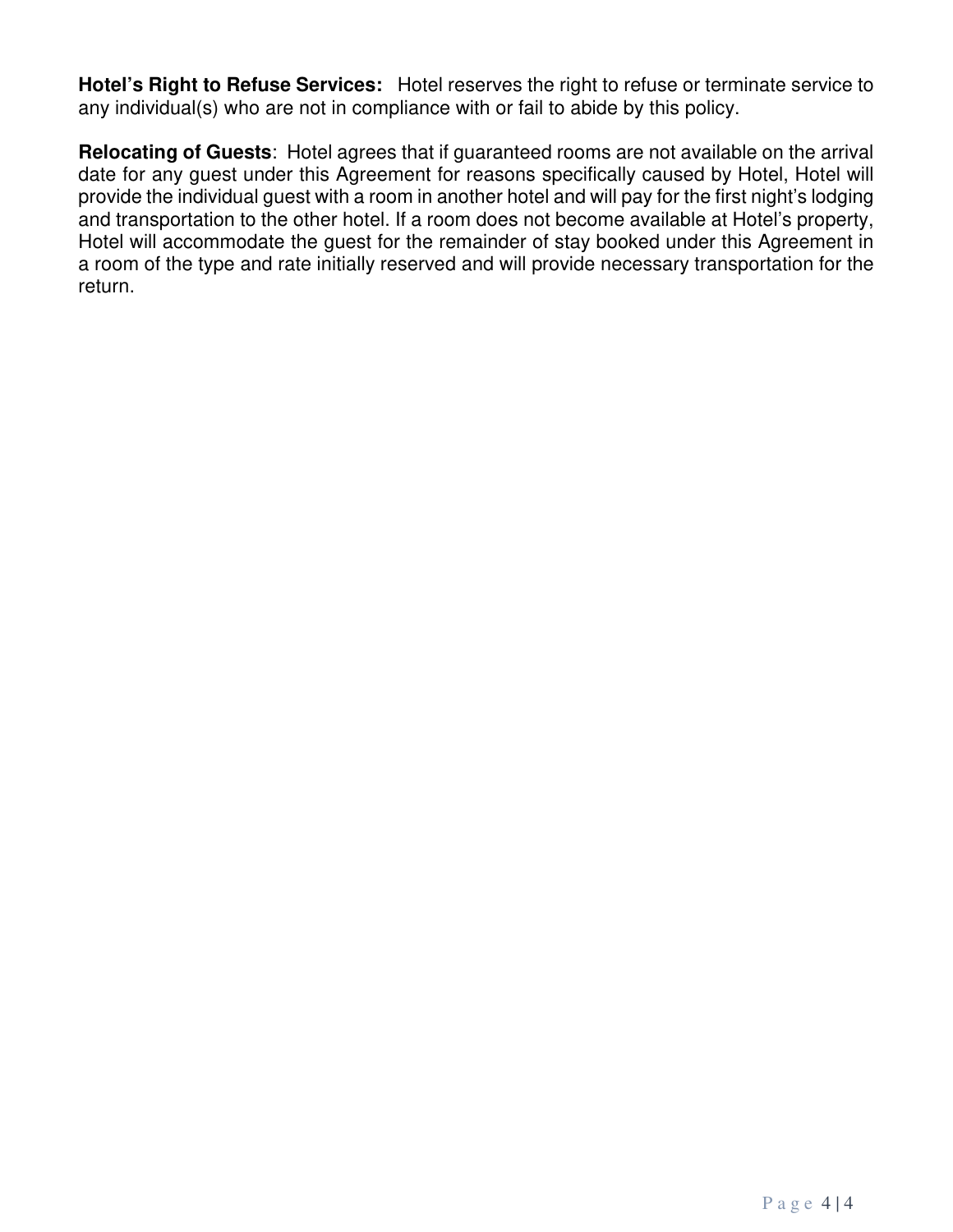**Hotel's Right to Refuse Services:** Hotel reserves the right to refuse or terminate service to any individual(s) who are not in compliance with or fail to abide by this policy.

**Relocating of Guests**: Hotel agrees that if guaranteed rooms are not available on the arrival date for any guest under this Agreement for reasons specifically caused by Hotel, Hotel will provide the individual guest with a room in another hotel and will pay for the first night's lodging and transportation to the other hotel. If a room does not become available at Hotel's property, Hotel will accommodate the guest for the remainder of stay booked under this Agreement in a room of the type and rate initially reserved and will provide necessary transportation for the return.